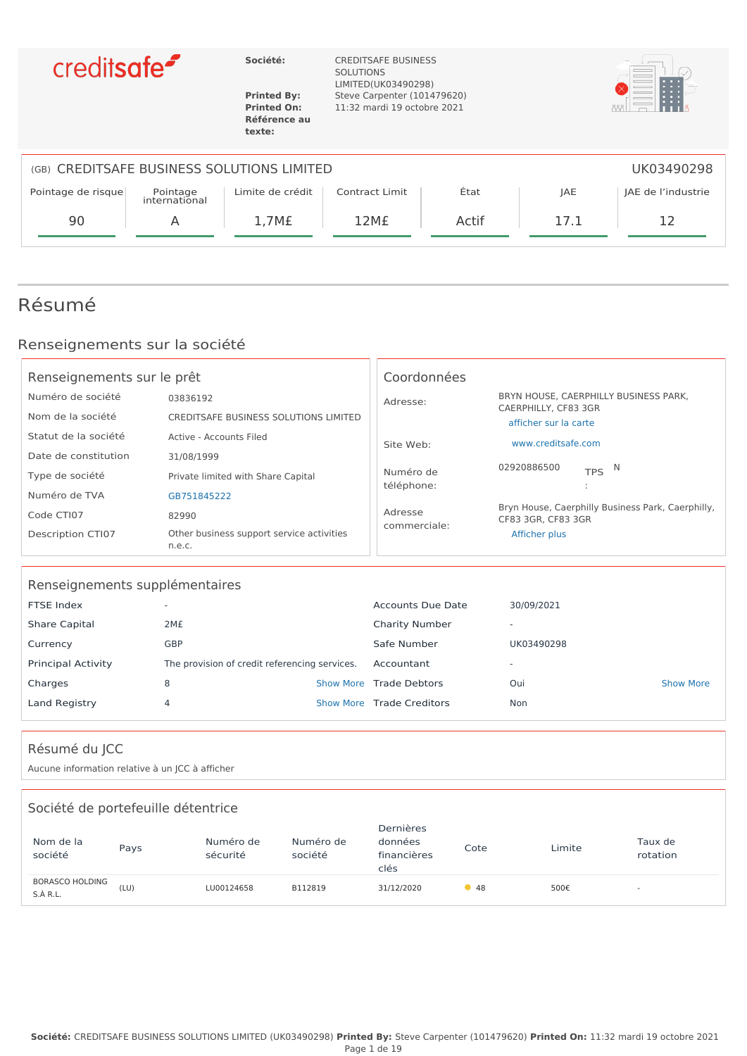creditsafe

**Société:** CREDITSAFE BUSINESS SOLUTIONS LIMITED(UK03490298)
**Printed By:** Steve Carpenter (101479620)
**Printed On:** 11:32 mardi 19 octobre 2021
**Référence au texte:**

(GB) CREDITSAFE BUSINESS SOLUTIONS LIMITED — UK03490298

| Pointage de risque | Pointage international | Limite de crédit | Contract Limit | État | JAE | JAE de l'industrie |
|---|---|---|---|---|---|---|
| 90 | A | 1,7M£ | 12M£ | Actif | 17.1 | 12 |

# Résumé

## Renseignements sur la société

### Renseignements sur le prêt

| | |
|---|---|
| Numéro de société | 03836192 |
| Nom de la société | CREDITSAFE BUSINESS SOLUTIONS LIMITED |
| Statut de la société | Active - Accounts Filed |
| Date de constitution | 31/08/1999 |
| Type de société | Private limited with Share Capital |
| Numéro de TVA | GB751845222 |
| Code CTI07 | 82990 |
| Description CTI07 | Other business support service activities n.e.c. |

### Coordonnées

| | |
|---|---|
| Adresse: | BRYN HOUSE, CAERPHILLY BUSINESS PARK, CAERPHILLY, CF83 3GR<br>afficher sur la carte |
| Site Web: | www.creditsafe.com |
| Numéro de téléphone: | 02920886500 TPS : N |
| Adresse commerciale: | Bryn House, Caerphilly Business Park, Caerphilly, CF83 3GR, CF83 3GR<br>Afficher plus |

### Renseignements supplémentaires

| | | | | | |
|---|---|---|---|---|---|
| FTSE Index | - | | Accounts Due Date | 30/09/2021 | |
| Share Capital | 2M£ | | Charity Number | - | |
| Currency | GBP | | Safe Number | UK03490298 | |
| Principal Activity | The provision of credit referencing services. | | Accountant | - | |
| Charges | 8 | Show More | Trade Debtors | Oui | Show More |
| Land Registry | 4 | Show More | Trade Creditors | Non | |

### Résumé du JCC

Aucune information relative à un JCC à afficher

### Société de portefeuille détentrice

| Nom de la société | Pays | Numéro de sécurité | Numéro de société | Dernières données financières clés | Cote | Limite | Taux de rotation |
|---|---|---|---|---|---|---|---|
| BORASCO HOLDING S.À R.L. | (LU) | LU00124658 | B112819 | 31/12/2020 | 48 | 500€ | - |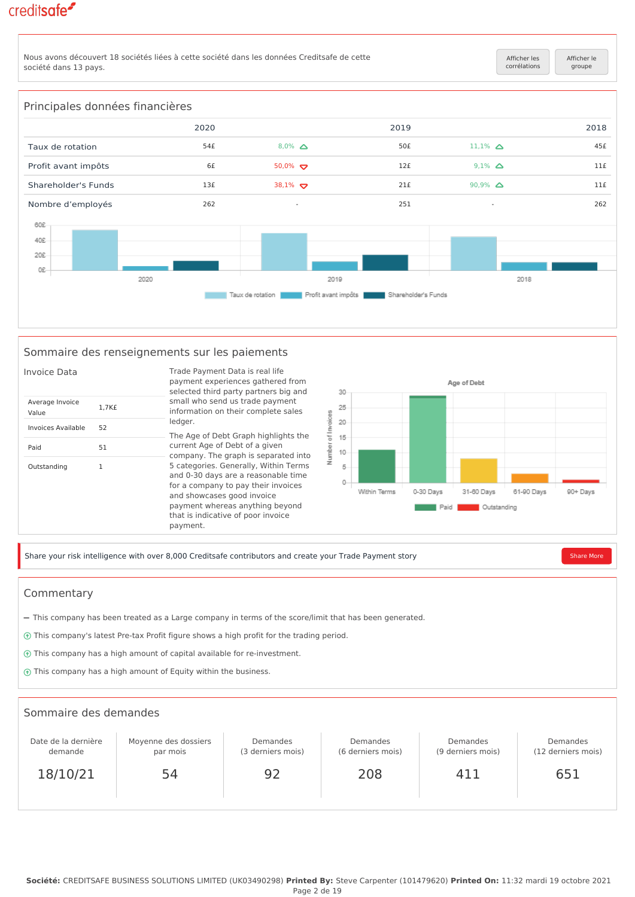Nous avons découvert 18 sociétés liées à cette société dans les données Creditsafe de cette société dans 13 pays.

Afficher les corrélations | Afficher le groupe

## Principales données financières

| | 2020 | | 2019 | | 2018 |
|---|---|---|---|---|---|
| Taux de rotation | 54£ | 8,0% ▲ | 50£ | 11,1% ▲ | 45£ |
| Profit avant impôts | 6£ | 50,0% ▼ | 12£ | 9,1% ▲ | 11£ |
| Shareholder's Funds | 13£ | 38,1% ▼ | 21£ | 90,9% ▲ | 11£ |
| Nombre d'employés | 262 | - | 251 | - | 262 |

## Sommaire des renseignements sur les paiements

### Invoice Data

| | |
|---|---|
| Average Invoice Value | 1,7K£ |
| Invoices Available | 52 |
| Paid | 51 |
| Outstanding | 1 |

Trade Payment Data is real life payment experiences gathered from selected third party partners big and small who send us trade payment information on their complete sales ledger.

The Age of Debt Graph highlights the current Age of Debt of a given company. The graph is separated into 5 categories. Generally, Within Terms and 0-30 days are a reasonable time for a company to pay their invoices and showcases good invoice payment whereas anything beyond that is indicative of poor invoice payment.

Share your risk intelligence with over 8,000 Creditsafe contributors and create your Trade Payment story

Share More

## Commentary

- This company has been treated as a Large company in terms of the score/limit that has been generated.
- This company's latest Pre-tax Profit figure shows a high profit for the trading period.
- This company has a high amount of capital available for re-investment.
- This company has a high amount of Equity within the business.

## Sommaire des demandes

| Date de la dernière demande | Moyenne des dossiers par mois | Demandes (3 derniers mois) | Demandes (6 derniers mois) | Demandes (9 derniers mois) | Demandes (12 derniers mois) |
|---|---|---|---|---|---|
| 18/10/21 | 54 | 92 | 208 | 411 | 651 |

**Société:** CREDITSAFE BUSINESS SOLUTIONS LIMITED (UK03490298) **Printed By:** Steve Carpenter (101479620) **Printed On:** 11:32 mardi 19 octobre 2021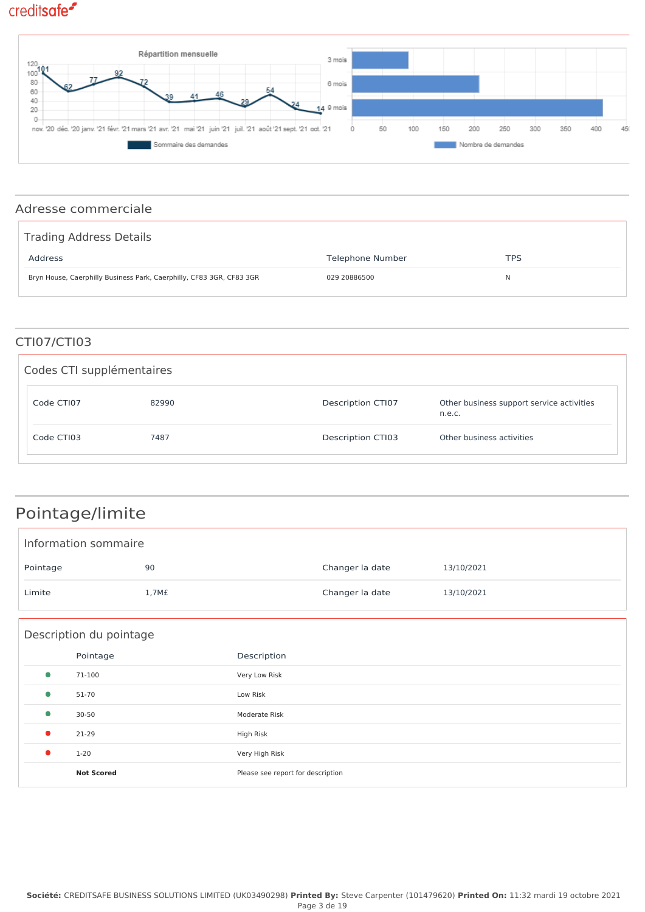Répartition mensuelle

| Mois | nov. '20 | déc. '20 | janv. '21 | févr. '21 | mars '21 | avr. '21 | mai '21 | juin '21 | juil. '21 | août '21 | sept. '21 | oct. '21 |
|---|---|---|---|---|---|---|---|---|---|---|---|---|
| Sommaire des demandes | 101 | 62 | 77 | 92 | 72 | 39 | 41 | 46 | 29 | 54 | 24 | 14 |

Nombre de demandes: 3 mois, 6 mois, 9 mois

## Adresse commerciale

### Trading Address Details

| Address | Telephone Number | TPS |
|---|---|---|
| Bryn House, Caerphilly Business Park, Caerphilly, CF83 3GR, CF83 3GR | 029 20886500 | N |

## CTI07/CTI03

### Codes CTI supplémentaires

| | | | |
|---|---|---|---|
| Code CTI07 | 82990 | Description CTI07 | Other business support service activities n.e.c. |
| Code CTI03 | 7487 | Description CTI03 | Other business activities |

# Pointage/limite

### Information sommaire

| | | | |
|---|---|---|---|
| Pointage | 90 | Changer la date | 13/10/2021 |
| Limite | 1,7M£ | Changer la date | 13/10/2021 |

### Description du pointage

| Pointage | Description |
|---|---|
| 71-100 | Very Low Risk |
| 51-70 | Low Risk |
| 30-50 | Moderate Risk |
| 21-29 | High Risk |
| 1-20 | Very High Risk |
| **Not Scored** | Please see report for description |

**Société:** CREDITSAFE BUSINESS SOLUTIONS LIMITED (UK03490298) **Printed By:** Steve Carpenter (101479620) **Printed On:** 11:32 mardi 19 octobre 2021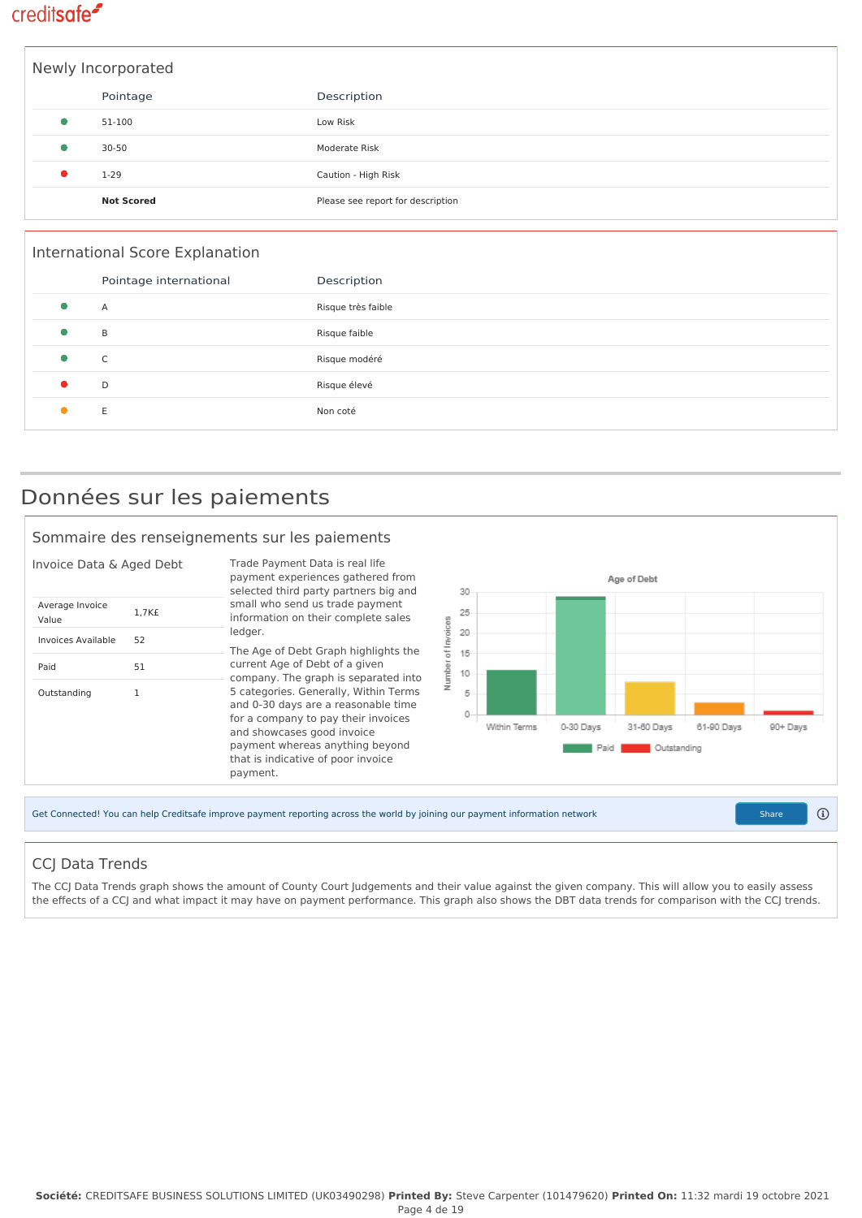## Newly Incorporated

| | Pointage | Description |
|---|---|---|
| ● | 51-100 | Low Risk |
| ● | 30-50 | Moderate Risk |
| ● | 1-29 | Caution - High Risk |
| | **Not Scored** | Please see report for description |

## International Score Explanation

| | Pointage international | Description |
|---|---|---|
| ● | A | Risque très faible |
| ● | B | Risque faible |
| ● | C | Risque modéré |
| ● | D | Risque élevé |
| ● | E | Non coté |

# Données sur les paiements

## Sommaire des renseignements sur les paiements

### Invoice Data & Aged Debt

| | |
|---|---|
| Average Invoice Value | 1,7K£ |
| Invoices Available | 52 |
| Paid | 51 |
| Outstanding | 1 |

Trade Payment Data is real life payment experiences gathered from selected third party partners big and small who send us trade payment information on their complete sales ledger.

The Age of Debt Graph highlights the current Age of Debt of a given company. The graph is separated into 5 categories. Generally, Within Terms and 0-30 days are a reasonable time for a company to pay their invoices and showcases good invoice payment whereas anything beyond that is indicative of poor invoice payment.

**Age of Debt**

Number of Invoices: 0, 5, 10, 15, 20, 25, 30

Within Terms | 0-30 Days | 31-60 Days | 61-90 Days | 90+ Days

Paid | Outstanding

Get Connected! You can help Creditsafe improve payment reporting across the world by joining our payment information network

Share

## CCJ Data Trends

The CCJ Data Trends graph shows the amount of County Court Judgements and their value against the given company. This will allow you to easily assess the effects of a CCJ and what impact it may have on payment performance. This graph also shows the DBT data trends for comparison with the CCJ trends.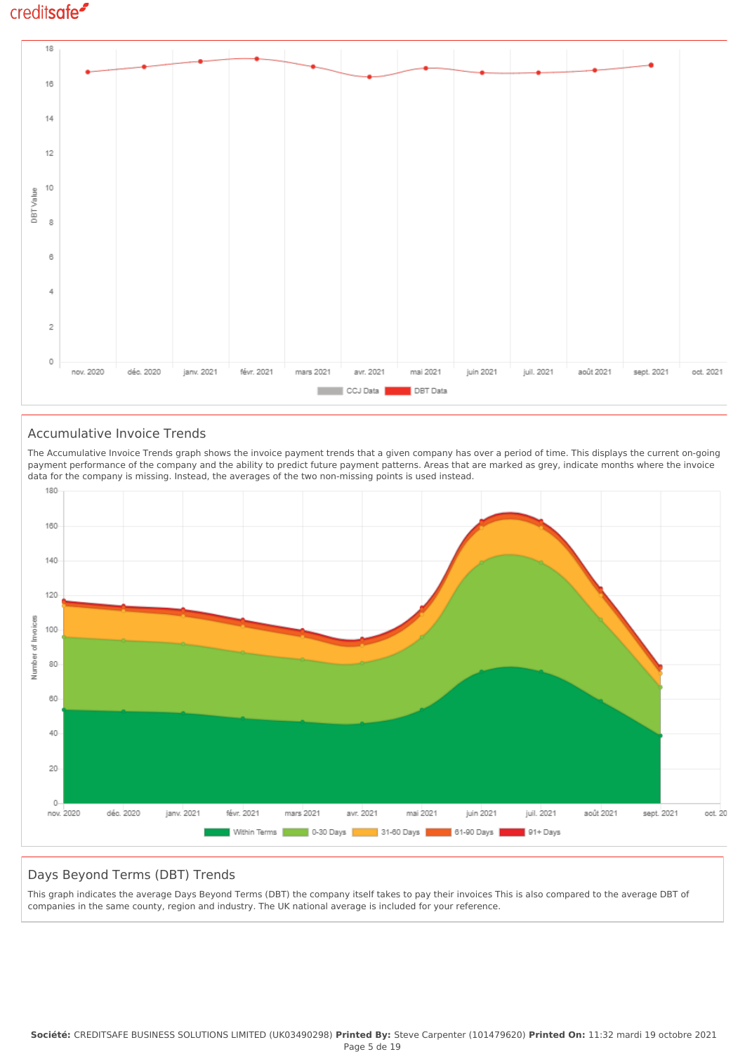## Accumulative Invoice Trends

The Accumulative Invoice Trends graph shows the invoice payment trends that a given company has over a period of time. This displays the current on-going payment performance of the company and the ability to predict future payment patterns. Areas that are marked as grey, indicate months where the invoice data for the company is missing. Instead, the averages of the two non-missing points is used instead.

## Days Beyond Terms (DBT) Trends

This graph indicates the average Days Beyond Terms (DBT) the company itself takes to pay their invoices This is also compared to the average DBT of companies in the same county, region and industry. The UK national average is included for your reference.

**Société:** CREDITSAFE BUSINESS SOLUTIONS LIMITED (UK03490298) **Printed By:** Steve Carpenter (101479620) **Printed On:** 11:32 mardi 19 octobre 2021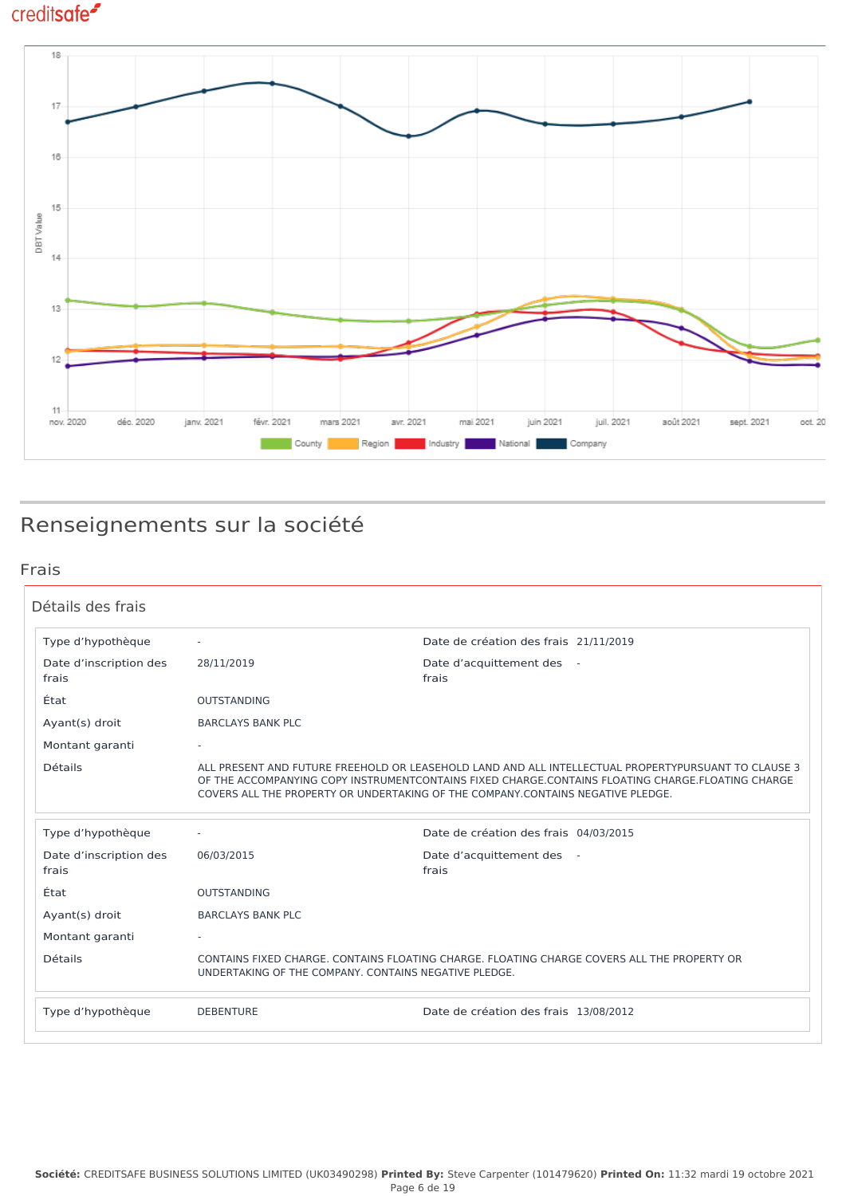## Renseignements sur la société

### Frais

#### Détails des frais

| | | | |
|---|---|---|---|
| Type d'hypothèque | - | Date de création des frais | 21/11/2019 |
| Date d'inscription des frais | 28/11/2019 | Date d'acquittement des frais | - |
| État | OUTSTANDING | | |
| Ayant(s) droit | BARCLAYS BANK PLC | | |
| Montant garanti | - | | |
| Détails | ALL PRESENT AND FUTURE FREEHOLD OR LEASEHOLD LAND AND ALL INTELLECTUAL PROPERTYPURSUANT TO CLAUSE 3 OF THE ACCOMPANYING COPY INSTRUMENTCONTAINS FIXED CHARGE.CONTAINS FLOATING CHARGE.FLOATING CHARGE COVERS ALL THE PROPERTY OR UNDERTAKING OF THE COMPANY.CONTAINS NEGATIVE PLEDGE. | | |

| | | | |
|---|---|---|---|
| Type d'hypothèque | - | Date de création des frais | 04/03/2015 |
| Date d'inscription des frais | 06/03/2015 | Date d'acquittement des frais | - |
| État | OUTSTANDING | | |
| Ayant(s) droit | BARCLAYS BANK PLC | | |
| Montant garanti | - | | |
| Détails | CONTAINS FIXED CHARGE. CONTAINS FLOATING CHARGE. FLOATING CHARGE COVERS ALL THE PROPERTY OR UNDERTAKING OF THE COMPANY. CONTAINS NEGATIVE PLEDGE. | | |

| | | | |
|---|---|---|---|
| Type d'hypothèque | DEBENTURE | Date de création des frais | 13/08/2012 |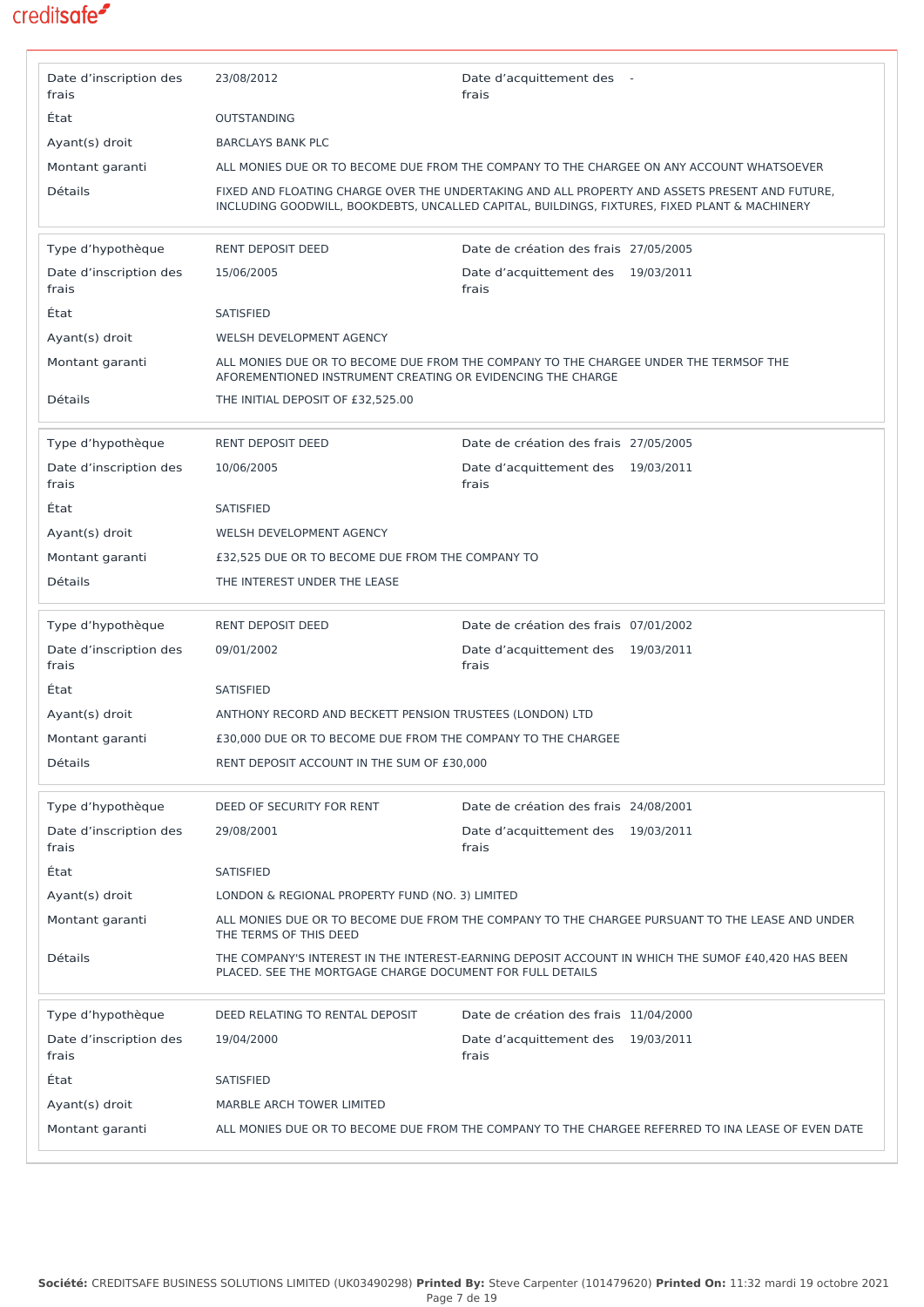| | | | |
|---|---|---|---|
| Date d'inscription des frais | 23/08/2012 | Date d'acquittement des frais | - |
| État | OUTSTANDING | | |
| Ayant(s) droit | BARCLAYS BANK PLC | | |
| Montant garanti | ALL MONIES DUE OR TO BECOME DUE FROM THE COMPANY TO THE CHARGEE ON ANY ACCOUNT WHATSOEVER | | |
| Détails | FIXED AND FLOATING CHARGE OVER THE UNDERTAKING AND ALL PROPERTY AND ASSETS PRESENT AND FUTURE, INCLUDING GOODWILL, BOOKDEBTS, UNCALLED CAPITAL, BUILDINGS, FIXTURES, FIXED PLANT & MACHINERY | | |

| | | | |
|---|---|---|---|
| Type d'hypothèque | RENT DEPOSIT DEED | Date de création des frais | 27/05/2005 |
| Date d'inscription des frais | 15/06/2005 | Date d'acquittement des frais | 19/03/2011 |
| État | SATISFIED | | |
| Ayant(s) droit | WELSH DEVELOPMENT AGENCY | | |
| Montant garanti | ALL MONIES DUE OR TO BECOME DUE FROM THE COMPANY TO THE CHARGEE UNDER THE TERMSOF THE AFOREMENTIONED INSTRUMENT CREATING OR EVIDENCING THE CHARGE | | |
| Détails | THE INITIAL DEPOSIT OF £32,525.00 | | |

| | | | |
|---|---|---|---|
| Type d'hypothèque | RENT DEPOSIT DEED | Date de création des frais | 27/05/2005 |
| Date d'inscription des frais | 10/06/2005 | Date d'acquittement des frais | 19/03/2011 |
| État | SATISFIED | | |
| Ayant(s) droit | WELSH DEVELOPMENT AGENCY | | |
| Montant garanti | £32,525 DUE OR TO BECOME DUE FROM THE COMPANY TO | | |
| Détails | THE INTEREST UNDER THE LEASE | | |

| | | | |
|---|---|---|---|
| Type d'hypothèque | RENT DEPOSIT DEED | Date de création des frais | 07/01/2002 |
| Date d'inscription des frais | 09/01/2002 | Date d'acquittement des frais | 19/03/2011 |
| État | SATISFIED | | |
| Ayant(s) droit | ANTHONY RECORD AND BECKETT PENSION TRUSTEES (LONDON) LTD | | |
| Montant garanti | £30,000 DUE OR TO BECOME DUE FROM THE COMPANY TO THE CHARGEE | | |
| Détails | RENT DEPOSIT ACCOUNT IN THE SUM OF £30,000 | | |

| | | | |
|---|---|---|---|
| Type d'hypothèque | DEED OF SECURITY FOR RENT | Date de création des frais | 24/08/2001 |
| Date d'inscription des frais | 29/08/2001 | Date d'acquittement des frais | 19/03/2011 |
| État | SATISFIED | | |
| Ayant(s) droit | LONDON & REGIONAL PROPERTY FUND (NO. 3) LIMITED | | |
| Montant garanti | ALL MONIES DUE OR TO BECOME DUE FROM THE COMPANY TO THE CHARGEE PURSUANT TO THE LEASE AND UNDER THE TERMS OF THIS DEED | | |
| Détails | THE COMPANY'S INTEREST IN THE INTEREST-EARNING DEPOSIT ACCOUNT IN WHICH THE SUMOF £40,420 HAS BEEN PLACED. SEE THE MORTGAGE CHARGE DOCUMENT FOR FULL DETAILS | | |

| | | | |
|---|---|---|---|
| Type d'hypothèque | DEED RELATING TO RENTAL DEPOSIT | Date de création des frais | 11/04/2000 |
| Date d'inscription des frais | 19/04/2000 | Date d'acquittement des frais | 19/03/2011 |
| État | SATISFIED | | |
| Ayant(s) droit | MARBLE ARCH TOWER LIMITED | | |
| Montant garanti | ALL MONIES DUE OR TO BECOME DUE FROM THE COMPANY TO THE CHARGEE REFERRED TO INA LEASE OF EVEN DATE | | |

**Société:** CREDITSAFE BUSINESS SOLUTIONS LIMITED (UK03490298) **Printed By:** Steve Carpenter (101479620) **Printed On:** 11:32 mardi 19 octobre 2021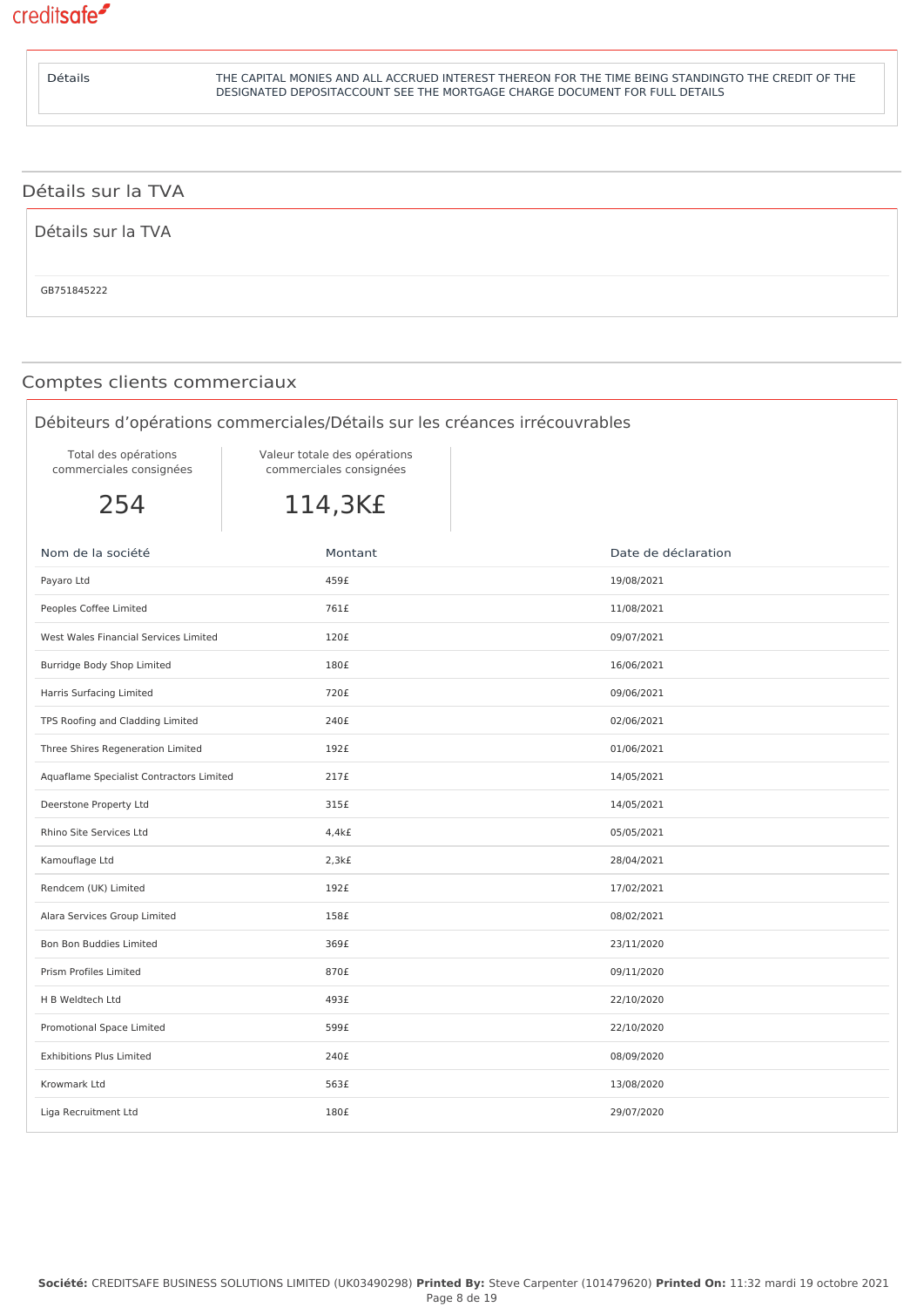| Détails | THE CAPITAL MONIES AND ALL ACCRUED INTEREST THEREON FOR THE TIME BEING STANDINGTO THE CREDIT OF THE DESIGNATED DEPOSITACCOUNT SEE THE MORTGAGE CHARGE DOCUMENT FOR FULL DETAILS |
|---|---|

## Détails sur la TVA

### Détails sur la TVA

GB751845222

## Comptes clients commerciaux

### Débiteurs d'opérations commerciales/Détails sur les créances irrécouvrables

| Total des opérations commerciales consignées | Valeur totale des opérations commerciales consignées |
|---|---|
| 254 | 114,3K£ |

| Nom de la société | Montant | Date de déclaration |
|---|---|---|
| Payaro Ltd | 459£ | 19/08/2021 |
| Peoples Coffee Limited | 761£ | 11/08/2021 |
| West Wales Financial Services Limited | 120£ | 09/07/2021 |
| Burridge Body Shop Limited | 180£ | 16/06/2021 |
| Harris Surfacing Limited | 720£ | 09/06/2021 |
| TPS Roofing and Cladding Limited | 240£ | 02/06/2021 |
| Three Shires Regeneration Limited | 192£ | 01/06/2021 |
| Aquaflame Specialist Contractors Limited | 217£ | 14/05/2021 |
| Deerstone Property Ltd | 315£ | 14/05/2021 |
| Rhino Site Services Ltd | 4,4k£ | 05/05/2021 |
| Kamouflage Ltd | 2,3k£ | 28/04/2021 |
| Rendcem (UK) Limited | 192£ | 17/02/2021 |
| Alara Services Group Limited | 158£ | 08/02/2021 |
| Bon Bon Buddies Limited | 369£ | 23/11/2020 |
| Prism Profiles Limited | 870£ | 09/11/2020 |
| H B Weldtech Ltd | 493£ | 22/10/2020 |
| Promotional Space Limited | 599£ | 22/10/2020 |
| Exhibitions Plus Limited | 240£ | 08/09/2020 |
| Krowmark Ltd | 563£ | 13/08/2020 |
| Liga Recruitment Ltd | 180£ | 29/07/2020 |

**Société:** CREDITSAFE BUSINESS SOLUTIONS LIMITED (UK03490298) **Printed By:** Steve Carpenter (101479620) **Printed On:** 11:32 mardi 19 octobre 2021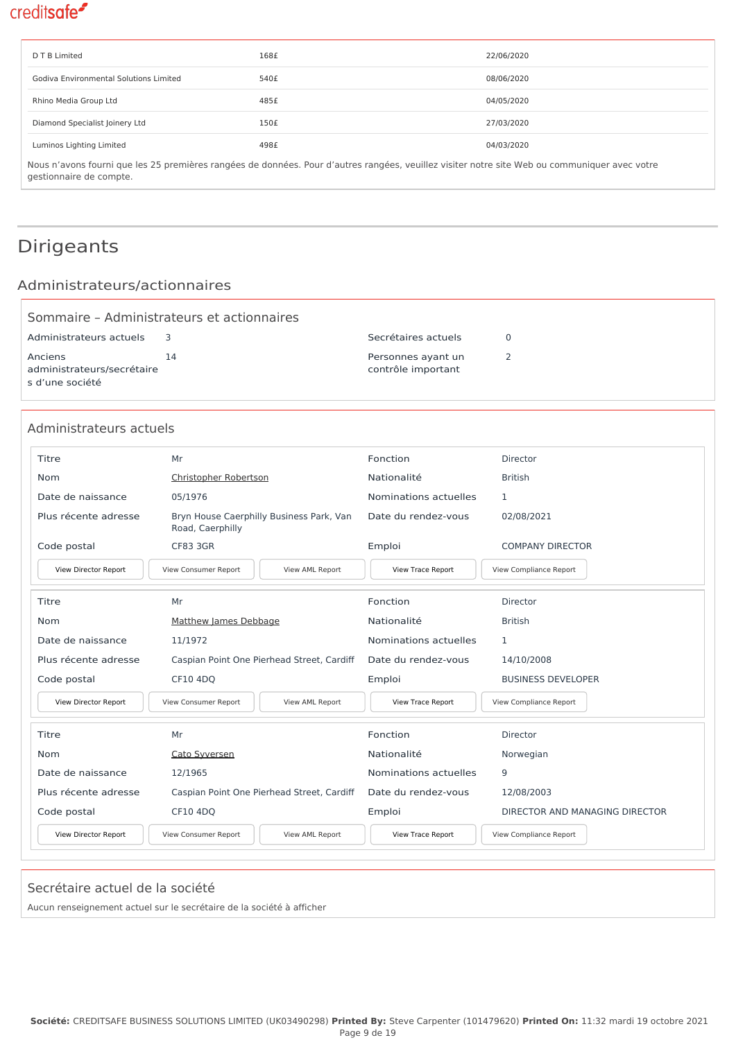| | | |
|---|---|---|
| D T B Limited | 168£ | 22/06/2020 |
| Godiva Environmental Solutions Limited | 540£ | 08/06/2020 |
| Rhino Media Group Ltd | 485£ | 04/05/2020 |
| Diamond Specialist Joinery Ltd | 150£ | 27/03/2020 |
| Luminos Lighting Limited | 498£ | 04/03/2020 |

Nous n'avons fourni que les 25 premières rangées de données. Pour d'autres rangées, veuillez visiter notre site Web ou communiquer avec votre gestionnaire de compte.

# Dirigeants

## Administrateurs/actionnaires

### Sommaire – Administrateurs et actionnaires

| | | | |
|---|---|---|---|
| Administrateurs actuels | 3 | Secrétaires actuels | 0 |
| Anciens administrateurs/secrétaires d'une société | 14 | Personnes ayant un contrôle important | 2 |

### Administrateurs actuels

| | | | |
|---|---|---|---|
| Titre | Mr | Fonction | Director |
| Nom | Christopher Robertson | Nationalité | British |
| Date de naissance | 05/1976 | Nominations actuelles | 1 |
| Plus récente adresse | Bryn House Caerphilly Business Park, Van Road, Caerphilly | Date du rendez-vous | 02/08/2021 |
| Code postal | CF83 3GR | Emploi | COMPANY DIRECTOR |

View Director Report | View Consumer Report | View AML Report | View Trace Report | View Compliance Report

| | | | |
|---|---|---|---|
| Titre | Mr | Fonction | Director |
| Nom | Matthew James Debbage | Nationalité | British |
| Date de naissance | 11/1972 | Nominations actuelles | 1 |
| Plus récente adresse | Caspian Point One Pierhead Street, Cardiff | Date du rendez-vous | 14/10/2008 |
| Code postal | CF10 4DQ | Emploi | BUSINESS DEVELOPER |

View Director Report | View Consumer Report | View AML Report | View Trace Report | View Compliance Report

| | | | |
|---|---|---|---|
| Titre | Mr | Fonction | Director |
| Nom | Cato Syversen | Nationalité | Norwegian |
| Date de naissance | 12/1965 | Nominations actuelles | 9 |
| Plus récente adresse | Caspian Point One Pierhead Street, Cardiff | Date du rendez-vous | 12/08/2003 |
| Code postal | CF10 4DQ | Emploi | DIRECTOR AND MANAGING DIRECTOR |

View Director Report | View Consumer Report | View AML Report | View Trace Report | View Compliance Report

### Secrétaire actuel de la société

Aucun renseignement actuel sur le secrétaire de la société à afficher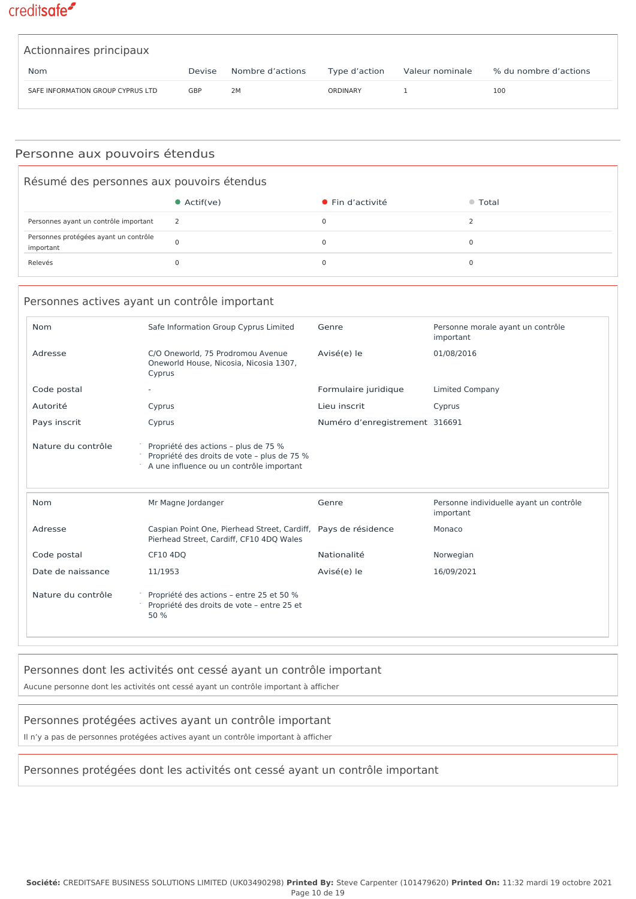## Actionnaires principaux

| Nom | Devise | Nombre d'actions | Type d'action | Valeur nominale | % du nombre d'actions |
|---|---|---|---|---|---|
| SAFE INFORMATION GROUP CYPRUS LTD | GBP | 2M | ORDINARY | 1 | 100 |

# Personne aux pouvoirs étendus

## Résumé des personnes aux pouvoirs étendus

| | Actif(ve) | Fin d'activité | Total |
|---|---|---|---|
| Personnes ayant un contrôle important | 2 | 0 | 2 |
| Personnes protégées ayant un contrôle important | 0 | 0 | 0 |
| Relevés | 0 | 0 | 0 |

## Personnes actives ayant un contrôle important

| | | | |
|---|---|---|---|
| Nom | Safe Information Group Cyprus Limited | Genre | Personne morale ayant un contrôle important |
| Adresse | C/O Oneworld, 75 Prodromou Avenue Oneworld House, Nicosia, Nicosia 1307, Cyprus | Avisé(e) le | 01/08/2016 |
| Code postal | - | Formulaire juridique | Limited Company |
| Autorité | Cyprus | Lieu inscrit | Cyprus |
| Pays inscrit | Cyprus | Numéro d'enregistrement | 316691 |

Nature du contrôle

- Propriété des actions – plus de 75 %
- Propriété des droits de vote – plus de 75 %
- A une influence ou un contrôle important

| | | | |
|---|---|---|---|
| Nom | Mr Magne Jordanger | Genre | Personne individuelle ayant un contrôle important |
| Adresse | Caspian Point One, Pierhead Street, Cardiff, Pierhead Street, Cardiff, CF10 4DQ Wales | Pays de résidence | Monaco |
| Code postal | CF10 4DQ | Nationalité | Norwegian |
| Date de naissance | 11/1953 | Avisé(e) le | 16/09/2021 |

Nature du contrôle

- Propriété des actions – entre 25 et 50 %
- Propriété des droits de vote – entre 25 et 50 %

## Personnes dont les activités ont cessé ayant un contrôle important

Aucune personne dont les activités ont cessé ayant un contrôle important à afficher

## Personnes protégées actives ayant un contrôle important

Il n'y a pas de personnes protégées actives ayant un contrôle important à afficher

## Personnes protégées dont les activités ont cessé ayant un contrôle important

**Société:** CREDITSAFE BUSINESS SOLUTIONS LIMITED (UK03490298) **Printed By:** Steve Carpenter (101479620) **Printed On:** 11:32 mardi 19 octobre 2021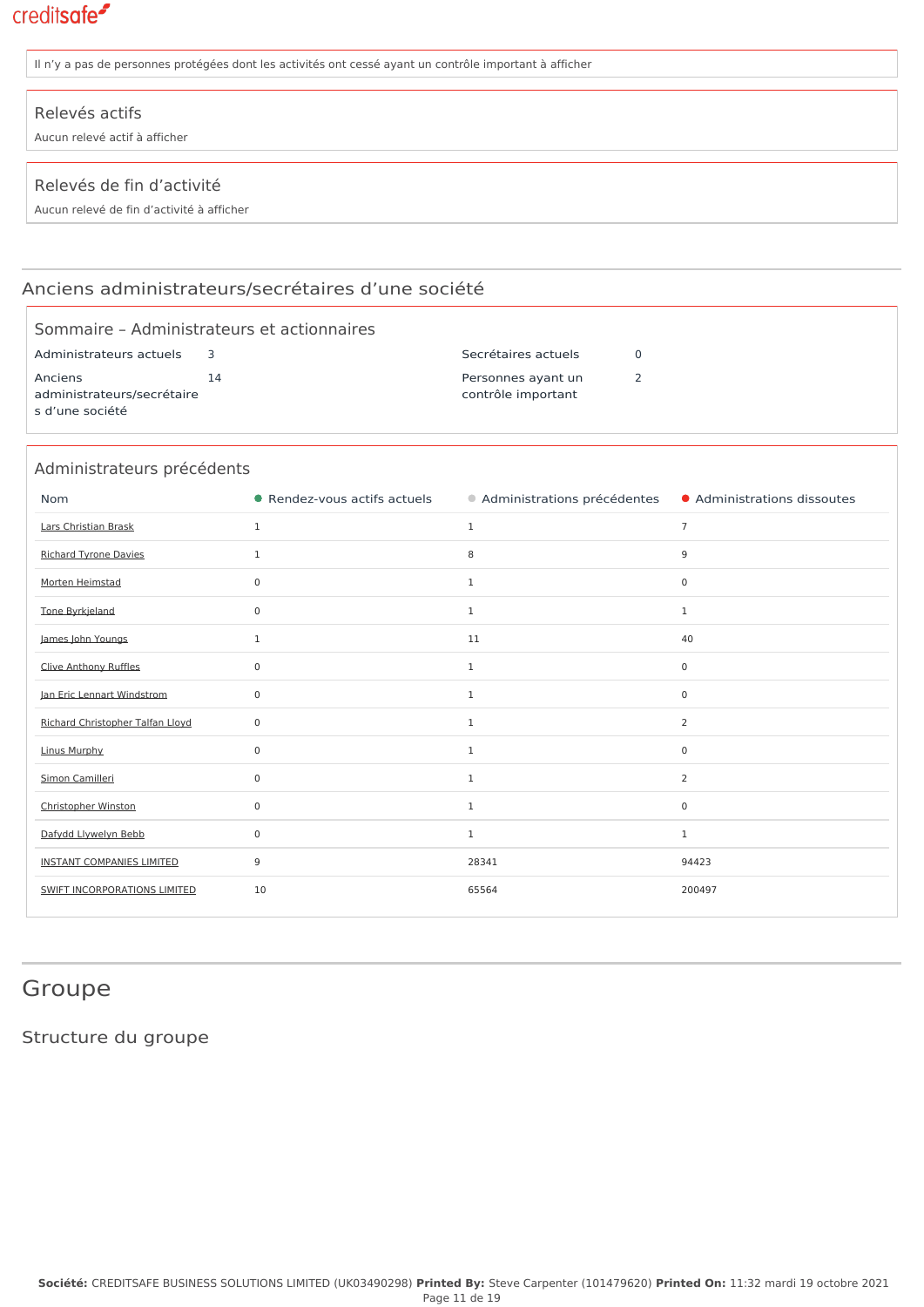Il n'y a pas de personnes protégées dont les activités ont cessé ayant un contrôle important à afficher

### Relevés actifs

Aucun relevé actif à afficher

### Relevés de fin d'activité

Aucun relevé de fin d'activité à afficher

## Anciens administrateurs/secrétaires d'une société

### Sommaire – Administrateurs et actionnaires

| | | | |
|---|---|---|---|
| Administrateurs actuels | 3 | Secrétaires actuels | 0 |
| Anciens administrateurs/secrétaires d'une société | 14 | Personnes ayant un contrôle important | 2 |

### Administrateurs précédents

| Nom | Rendez-vous actifs actuels | Administrations précédentes | Administrations dissoutes |
|---|---|---|---|
| Lars Christian Brask | 1 | 1 | 7 |
| Richard Tyrone Davies | 1 | 8 | 9 |
| Morten Heimstad | 0 | 1 | 0 |
| Tone Byrkjeland | 0 | 1 | 1 |
| James John Youngs | 1 | 11 | 40 |
| Clive Anthony Ruffles | 0 | 1 | 0 |
| Jan Eric Lennart Windstrom | 0 | 1 | 0 |
| Richard Christopher Talfan Lloyd | 0 | 1 | 2 |
| Linus Murphy | 0 | 1 | 0 |
| Simon Camilleri | 0 | 1 | 2 |
| Christopher Winston | 0 | 1 | 0 |
| Dafydd Llywelyn Bebb | 0 | 1 | 1 |
| INSTANT COMPANIES LIMITED | 9 | 28341 | 94423 |
| SWIFT INCORPORATIONS LIMITED | 10 | 65564 | 200497 |

## Groupe

### Structure du groupe

**Société:** CREDITSAFE BUSINESS SOLUTIONS LIMITED (UK03490298) **Printed By:** Steve Carpenter (101479620) **Printed On:** 11:32 mardi 19 octobre 2021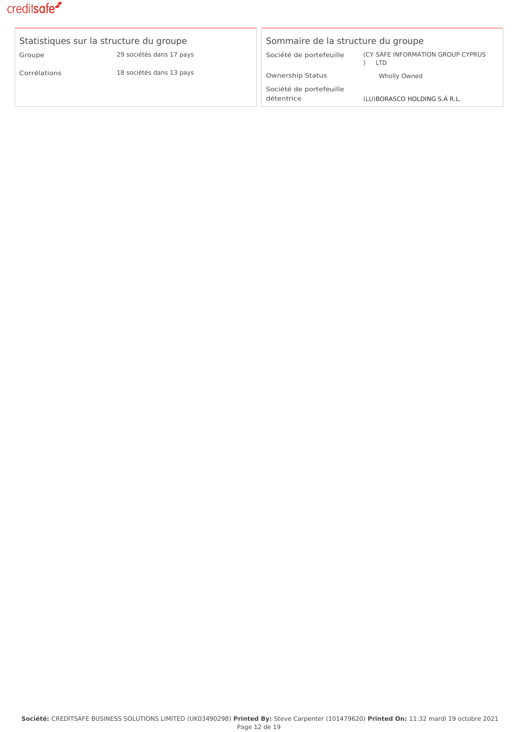## Statistiques sur la structure du groupe

| | |
|---|---|
| Groupe | 29 sociétés dans 17 pays |
| Corrélations | 18 sociétés dans 13 pays |

## Sommaire de la structure du groupe

| | |
|---|---|
| Société de portefeuille | (CY) SAFE INFORMATION GROUP CYPRUS LTD |
| Ownership Status | Wholly Owned |
| Société de portefeuille détentrice | (LU)BORASCO HOLDING S.À R.L. |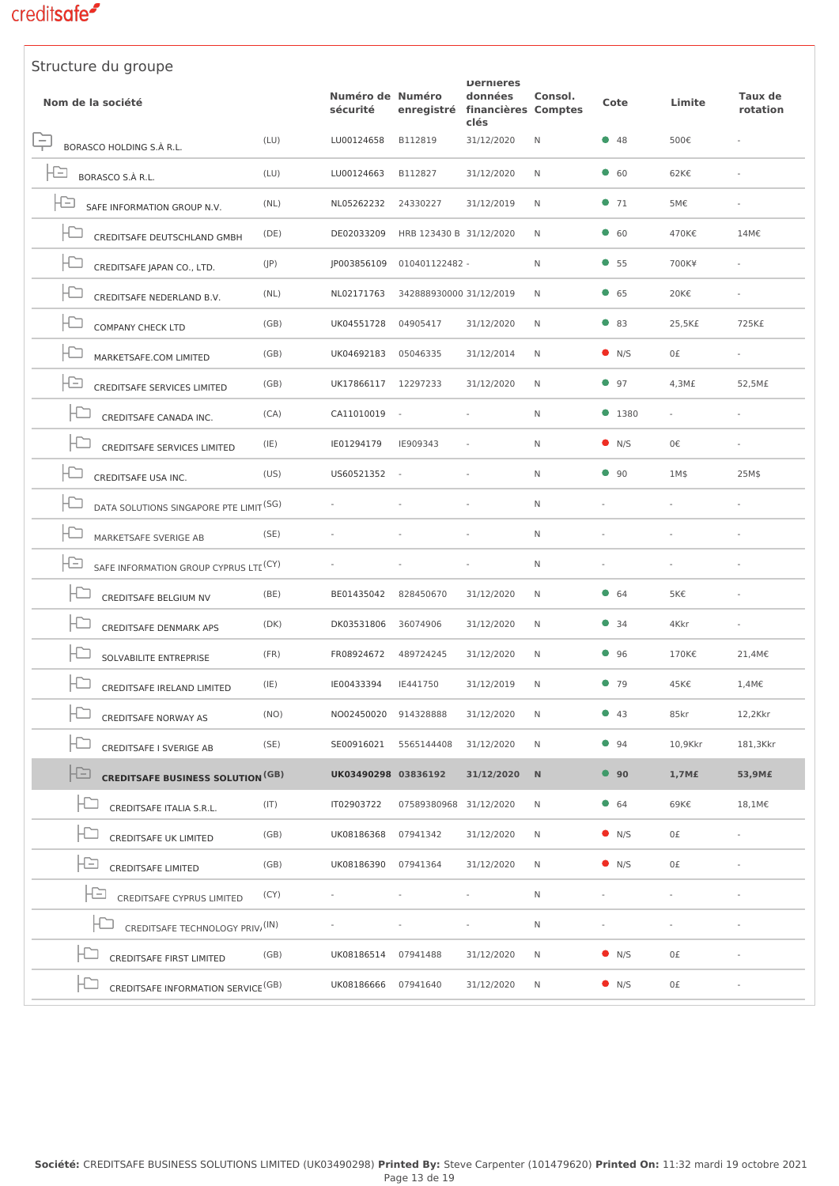## Structure du groupe

| Nom de la société | | Numéro de sécurité | Numéro enregistré | Dernières données financières clés | Consol. Comptes | Cote | Limite | Taux de rotation |
|---|---|---|---|---|---|---|---|---|
| BORASCO HOLDING S.À R.L. | (LU) | LU00124658 | B112819 | 31/12/2020 | N | 48 | 500€ | - |
| BORASCO S.À R.L. | (LU) | LU00124663 | B112827 | 31/12/2020 | N | 60 | 62K€ | - |
| SAFE INFORMATION GROUP N.V. | (NL) | NL05262232 | 24330227 | 31/12/2019 | N | 71 | 5M€ | - |
| CREDITSAFE DEUTSCHLAND GMBH | (DE) | DE02033209 | HRB 123430 B | 31/12/2020 | N | 60 | 470K€ | 14M€ |
| CREDITSAFE JAPAN CO., LTD. | (JP) | JP003856109 | 010401122482 | - | N | 55 | 700K¥ | - |
| CREDITSAFE NEDERLAND B.V. | (NL) | NL02171763 | 342888930000 | 31/12/2019 | N | 65 | 20K€ | - |
| COMPANY CHECK LTD | (GB) | UK04551728 | 04905417 | 31/12/2020 | N | 83 | 25,5K£ | 725K£ |
| MARKETSAFE.COM LIMITED | (GB) | UK04692183 | 05046335 | 31/12/2014 | N | N/S | 0£ | - |
| CREDITSAFE SERVICES LIMITED | (GB) | UK17866117 | 12297233 | 31/12/2020 | N | 97 | 4,3M£ | 52,5M£ |
| CREDITSAFE CANADA INC. | (CA) | CA11010019 | - | - | N | 1380 | - | - |
| CREDITSAFE SERVICES LIMITED | (IE) | IE01294179 | IE909343 | - | N | N/S | 0€ | - |
| CREDITSAFE USA INC. | (US) | US60521352 | - | - | N | 90 | 1M$ | 25M$ |
| DATA SOLUTIONS SINGAPORE PTE LIMIT | (SG) | - | - | - | N | - | - | - |
| MARKETSAFE SVERIGE AB | (SE) | - | - | - | N | - | - | - |
| SAFE INFORMATION GROUP CYPRUS LTI | (CY) | - | - | - | N | - | - | - |
| CREDITSAFE BELGIUM NV | (BE) | BE01435042 | 828450670 | 31/12/2020 | N | 64 | 5K€ | - |
| CREDITSAFE DENMARK APS | (DK) | DK03531806 | 36074906 | 31/12/2020 | N | 34 | 4Kkr | - |
| SOLVABILITE ENTREPRISE | (FR) | FR08924672 | 489724245 | 31/12/2020 | N | 96 | 170K€ | 21,4M€ |
| CREDITSAFE IRELAND LIMITED | (IE) | IE00433394 | IE441750 | 31/12/2019 | N | 79 | 45K€ | 1,4M€ |
| CREDITSAFE NORWAY AS | (NO) | NO02450020 | 914328888 | 31/12/2020 | N | 43 | 85kr | 12,2Kkr |
| CREDITSAFE I SVERIGE AB | (SE) | SE00916021 | 5565144408 | 31/12/2020 | N | 94 | 10,9Kkr | 181,3Kkr |
| **CREDITSAFE BUSINESS SOLUTION** | **(GB)** | **UK03490298** | **03836192** | **31/12/2020** | **N** | **90** | **1,7M£** | **53,9M£** |
| CREDITSAFE ITALIA S.R.L. | (IT) | IT02903722 | 07589380968 | 31/12/2020 | N | 64 | 69K€ | 18,1M€ |
| CREDITSAFE UK LIMITED | (GB) | UK08186368 | 07941342 | 31/12/2020 | N | N/S | 0£ | - |
| CREDITSAFE LIMITED | (GB) | UK08186390 | 07941364 | 31/12/2020 | N | N/S | 0£ | - |
| CREDITSAFE CYPRUS LIMITED | (CY) | - | - | - | N | - | - | - |
| CREDITSAFE TECHNOLOGY PRIV/ | (IN) | - | - | - | N | - | - | - |
| CREDITSAFE FIRST LIMITED | (GB) | UK08186514 | 07941488 | 31/12/2020 | N | N/S | 0£ | - |
| CREDITSAFE INFORMATION SERVICE | (GB) | UK08186666 | 07941640 | 31/12/2020 | N | N/S | 0£ | - |

**Société:** CREDITSAFE BUSINESS SOLUTIONS LIMITED (UK03490298) **Printed By:** Steve Carpenter (101479620) **Printed On:** 11:32 mardi 19 octobre 2021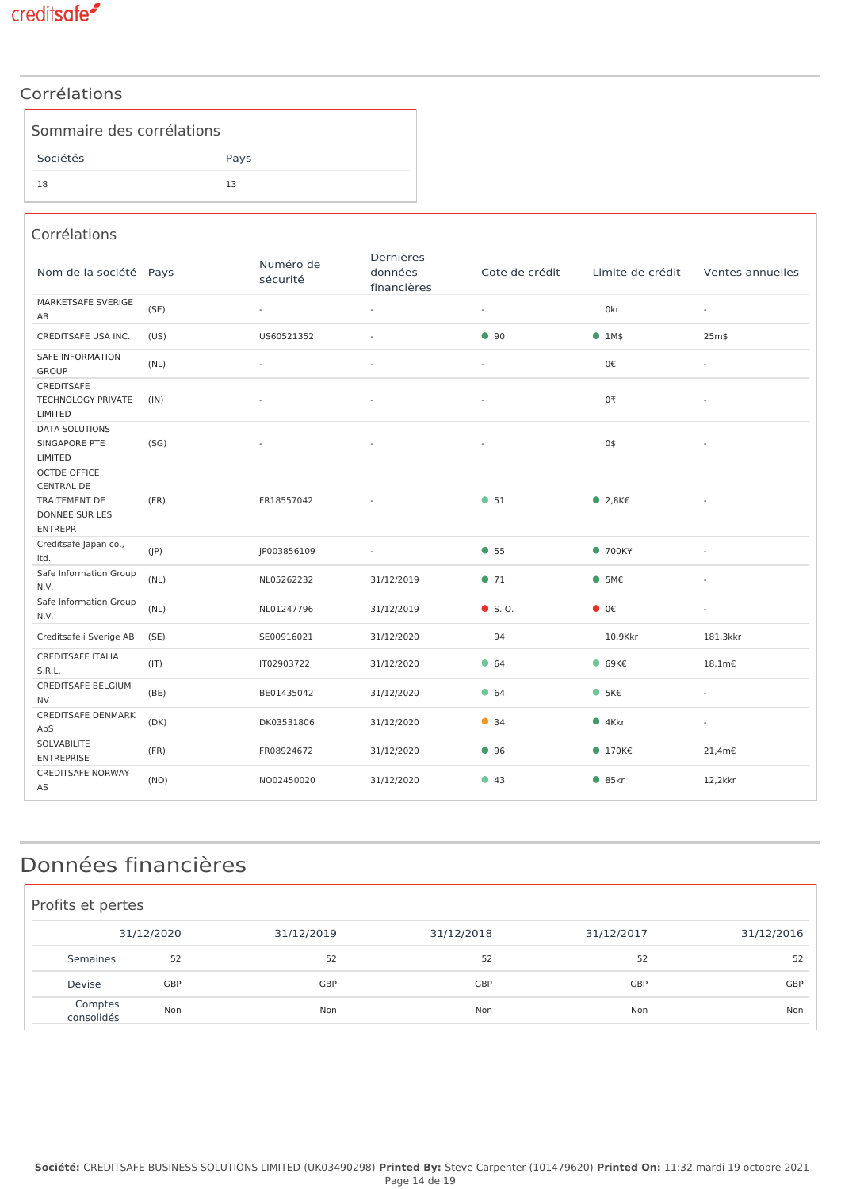## Corrélations

### Sommaire des corrélations

| Sociétés | Pays |
|---|---|
| 18 | 13 |

### Corrélations

| Nom de la société | Pays | Numéro de sécurité | Dernières données financières | Cote de crédit | Limite de crédit | Ventes annuelles |
|---|---|---|---|---|---|---|
| MARKETSAFE SVERIGE AB | (SE) | - | - | - | 0kr | - |
| CREDITSAFE USA INC. | (US) | US60521352 | - | 90 | 1M$ | 25m$ |
| SAFE INFORMATION GROUP | (NL) | - | - | - | 0€ | - |
| CREDITSAFE TECHNOLOGY PRIVATE LIMITED | (IN) | - | - | - | 0₹ | - |
| DATA SOLUTIONS SINGAPORE PTE LIMITED | (SG) | - | - | - | 0$ | - |
| OCTDE OFFICE CENTRAL DE TRAITEMENT DE DONNEE SUR LES ENTREPR | (FR) | FR18557042 | - | 51 | 2,8K€ | - |
| Creditsafe Japan co., ltd. | (JP) | JP003856109 | - | 55 | 700K¥ | - |
| Safe Information Group N.V. | (NL) | NL05262232 | 31/12/2019 | 71 | 5M€ | - |
| Safe Information Group N.V. | (NL) | NL01247796 | 31/12/2019 | S. O. | 0€ | - |
| Creditsafe i Sverige AB | (SE) | SE00916021 | 31/12/2020 | 94 | 10,9Kkr | 181,3kkr |
| CREDITSAFE ITALIA S.R.L. | (IT) | IT02903722 | 31/12/2020 | 64 | 69K€ | 18,1m€ |
| CREDITSAFE BELGIUM NV | (BE) | BE01435042 | 31/12/2020 | 64 | 5K€ | - |
| CREDITSAFE DENMARK ApS | (DK) | DK03531806 | 31/12/2020 | 34 | 4Kkr | - |
| SOLVABILITE ENTREPRISE | (FR) | FR08924672 | 31/12/2020 | 96 | 170K€ | 21,4m€ |
| CREDITSAFE NORWAY AS | (NO) | NO02450020 | 31/12/2020 | 43 | 85kr | 12,2kkr |

## Données financières

### Profits et pertes

| | 31/12/2020 | 31/12/2019 | 31/12/2018 | 31/12/2017 | 31/12/2016 |
|---|---|---|---|---|---|
| Semaines | 52 | 52 | 52 | 52 | 52 |
| Devise | GBP | GBP | GBP | GBP | GBP |
| Comptes consolidés | Non | Non | Non | Non | Non |

**Société:** CREDITSAFE BUSINESS SOLUTIONS LIMITED (UK03490298) **Printed By:** Steve Carpenter (101479620) **Printed On:** 11:32 mardi 19 octobre 2021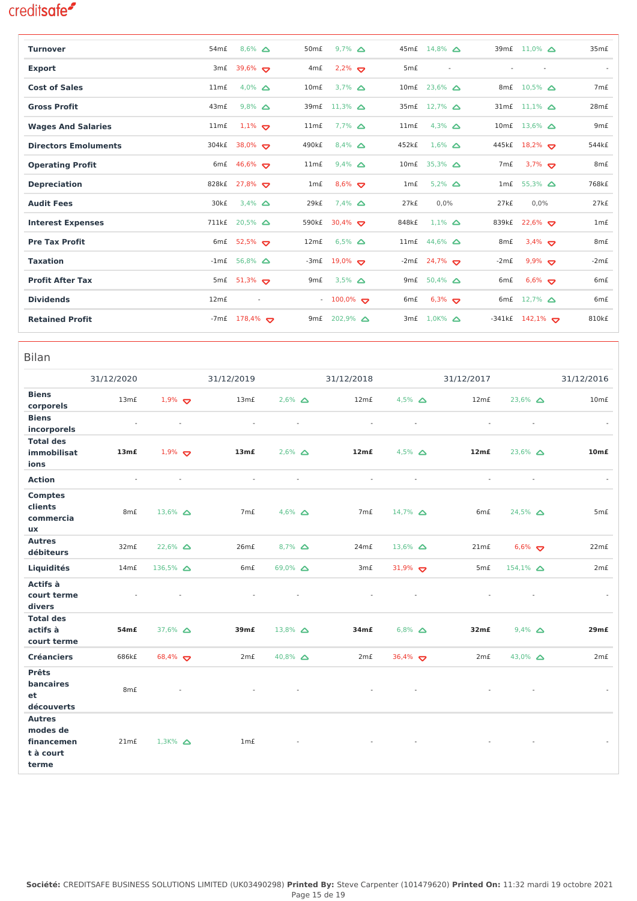| | | | | | | | | | |
|---|---|---|---|---|---|---|---|---|---|
| **Turnover** | 54m£ | 8,6% | 50m£ | 9,7% | 45m£ | 14,8% | 39m£ | 11,0% | 35m£ |
| **Export** | 3m£ | 39,6% | 4m£ | 2,2% | 5m£ | - | - | - | - |
| **Cost of Sales** | 11m£ | 4,0% | 10m£ | 3,7% | 10m£ | 23,6% | 8m£ | 10,5% | 7m£ |
| **Gross Profit** | 43m£ | 9,8% | 39m£ | 11,3% | 35m£ | 12,7% | 31m£ | 11,1% | 28m£ |
| **Wages And Salaries** | 11m£ | 1,1% | 11m£ | 7,7% | 11m£ | 4,3% | 10m£ | 13,6% | 9m£ |
| **Directors Emoluments** | 304k£ | 38,0% | 490k£ | 8,4% | 452k£ | 1,6% | 445k£ | 18,2% | 544k£ |
| **Operating Profit** | 6m£ | 46,6% | 11m£ | 9,4% | 10m£ | 35,3% | 7m£ | 3,7% | 8m£ |
| **Depreciation** | 828k£ | 27,8% | 1m£ | 8,6% | 1m£ | 5,2% | 1m£ | 55,3% | 768k£ |
| **Audit Fees** | 30k£ | 3,4% | 29k£ | 7,4% | 27k£ | 0,0% | 27k£ | 0,0% | 27k£ |
| **Interest Expenses** | 711k£ | 20,5% | 590k£ | 30,4% | 848k£ | 1,1% | 839k£ | 22,6% | 1m£ |
| **Pre Tax Profit** | 6m£ | 52,5% | 12m£ | 6,5% | 11m£ | 44,6% | 8m£ | 3,4% | 8m£ |
| **Taxation** | -1m£ | 56,8% | -3m£ | 19,0% | -2m£ | 24,7% | -2m£ | 9,9% | -2m£ |
| **Profit After Tax** | 5m£ | 51,3% | 9m£ | 3,5% | 9m£ | 50,4% | 6m£ | 6,6% | 6m£ |
| **Dividends** | 12m£ | - | - | 100,0% | 6m£ | 6,3% | 6m£ | 12,7% | 6m£ |
| **Retained Profit** | -7m£ | 178,4% | 9m£ | 202,9% | 3m£ | 1,0K% | -341k£ | 142,1% | 810k£ |

## Bilan

| | 31/12/2020 | | 31/12/2019 | | 31/12/2018 | | 31/12/2017 | | 31/12/2016 |
|---|---|---|---|---|---|---|---|---|---|
| **Biens corporels** | 13m£ | 1,9% | 13m£ | 2,6% | 12m£ | 4,5% | 12m£ | 23,6% | 10m£ |
| **Biens incorporels** | - | - | - | - | - | - | - | - | - |
| **Total des immobilisations** | **13m£** | 1,9% | **13m£** | 2,6% | **12m£** | 4,5% | **12m£** | 23,6% | **10m£** |
| **Action** | - | - | - | - | - | - | - | - | - |
| **Comptes clients commerciaux** | 8m£ | 13,6% | 7m£ | 4,6% | 7m£ | 14,7% | 6m£ | 24,5% | 5m£ |
| **Autres débiteurs** | 32m£ | 22,6% | 26m£ | 8,7% | 24m£ | 13,6% | 21m£ | 6,6% | 22m£ |
| **Liquidités** | 14m£ | 136,5% | 6m£ | 69,0% | 3m£ | 31,9% | 5m£ | 154,1% | 2m£ |
| **Actifs à court terme divers** | - | - | - | - | - | - | - | - | - |
| **Total des actifs à court terme** | **54m£** | 37,6% | **39m£** | 13,8% | **34m£** | 6,8% | **32m£** | 9,4% | **29m£** |
| **Créanciers** | 686k£ | 68,4% | 2m£ | 40,8% | 2m£ | 36,4% | 2m£ | 43,0% | 2m£ |
| **Prêts bancaires et découverts** | 8m£ | - | - | - | - | - | - | - | - |
| **Autres modes de financement à court terme** | 21m£ | 1,3K% | 1m£ | - | - | - | - | - | - |

**Société:** CREDITSAFE BUSINESS SOLUTIONS LIMITED (UK03490298) **Printed By:** Steve Carpenter (101479620) **Printed On:** 11:32 mardi 19 octobre 2021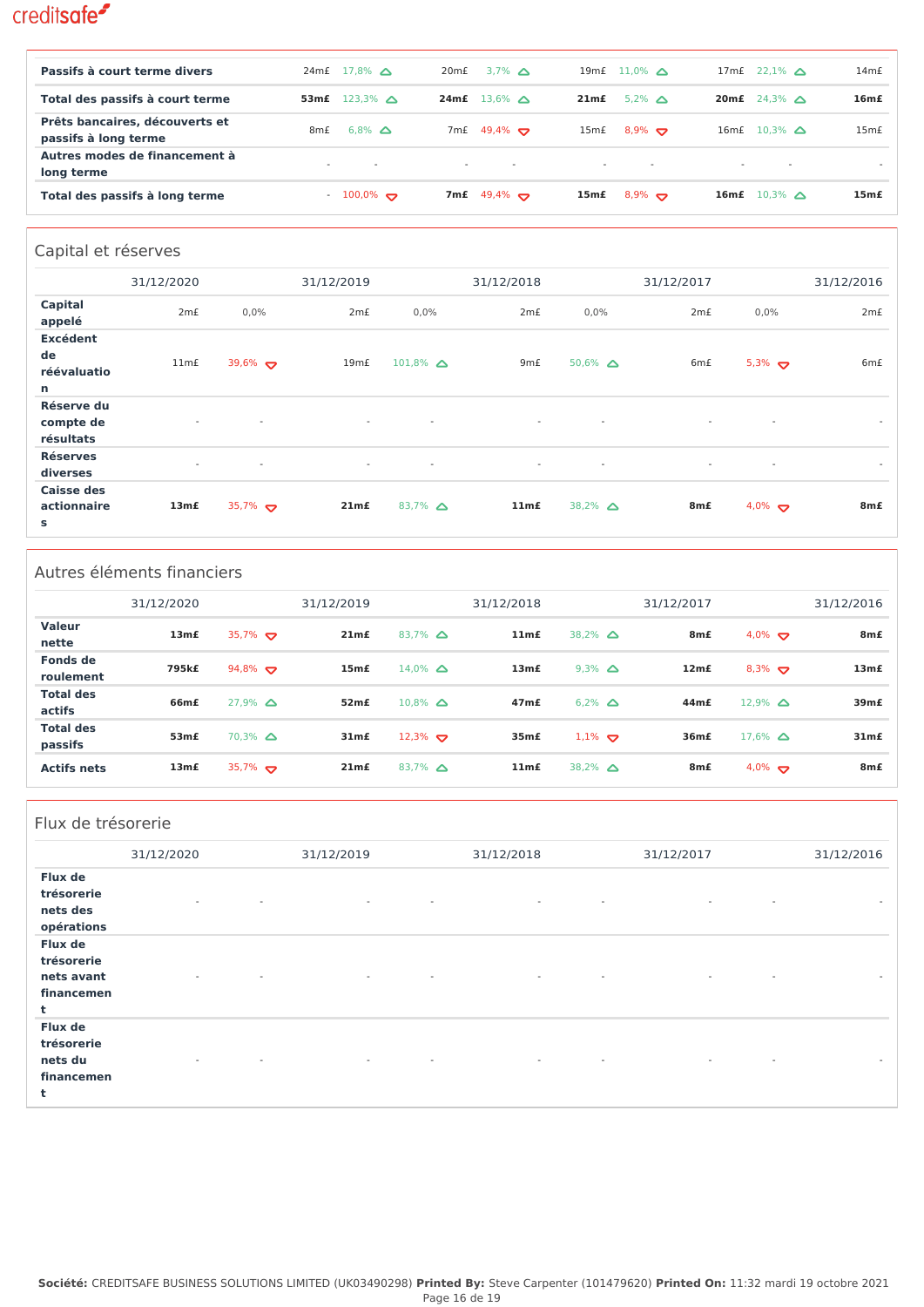| | | | | | | | | | |
|---|---|---|---|---|---|---|---|---|---|
| **Passifs à court terme divers** | 24m£ | 17,8% | 20m£ | 3,7% | 19m£ | 11,0% | 17m£ | 22,1% | 14m£ |
| **Total des passifs à court terme** | **53m£** | 123,3% | **24m£** | 13,6% | **21m£** | 5,2% | **20m£** | 24,3% | **16m£** |
| **Prêts bancaires, découverts et passifs à long terme** | 8m£ | 6,8% | 7m£ | 49,4% | 15m£ | 8,9% | 16m£ | 10,3% | 15m£ |
| **Autres modes de financement à long terme** | - | - | - | - | - | - | - | - | - |
| **Total des passifs à long terme** | - | 100,0% | **7m£** | 49,4% | **15m£** | 8,9% | **16m£** | 10,3% | **15m£** |

## Capital et réserves

| | 31/12/2020 | | 31/12/2019 | | 31/12/2018 | | 31/12/2017 | | 31/12/2016 |
|---|---|---|---|---|---|---|---|---|---|
| **Capital appelé** | 2m£ | 0,0% | 2m£ | 0,0% | 2m£ | 0,0% | 2m£ | 0,0% | 2m£ |
| **Excédent de réévaluation** | 11m£ | 39,6% | 19m£ | 101,8% | 9m£ | 50,6% | 6m£ | 5,3% | 6m£ |
| **Réserve du compte de résultats** | - | - | - | - | - | - | - | - | - |
| **Réserves diverses** | - | - | - | - | - | - | - | - | - |
| **Caisse des actionnaires** | **13m£** | 35,7% | **21m£** | 83,7% | **11m£** | 38,2% | **8m£** | 4,0% | **8m£** |

## Autres éléments financiers

| | 31/12/2020 | | 31/12/2019 | | 31/12/2018 | | 31/12/2017 | | 31/12/2016 |
|---|---|---|---|---|---|---|---|---|---|
| **Valeur nette** | **13m£** | 35,7% | **21m£** | 83,7% | **11m£** | 38,2% | **8m£** | 4,0% | **8m£** |
| **Fonds de roulement** | **795k£** | 94,8% | **15m£** | 14,0% | **13m£** | 9,3% | **12m£** | 8,3% | **13m£** |
| **Total des actifs** | **66m£** | 27,9% | **52m£** | 10,8% | **47m£** | 6,2% | **44m£** | 12,9% | **39m£** |
| **Total des passifs** | **53m£** | 70,3% | **31m£** | 12,3% | **35m£** | 1,1% | **36m£** | 17,6% | **31m£** |
| **Actifs nets** | **13m£** | 35,7% | **21m£** | 83,7% | **11m£** | 38,2% | **8m£** | 4,0% | **8m£** |

## Flux de trésorerie

| | 31/12/2020 | | 31/12/2019 | | 31/12/2018 | | 31/12/2017 | | 31/12/2016 |
|---|---|---|---|---|---|---|---|---|---|
| **Flux de trésorerie nets des opérations** | - | - | - | - | - | - | - | - | - |
| **Flux de trésorerie nets avant financement** | - | - | - | - | - | - | - | - | - |
| **Flux de trésorerie nets du financement** | - | - | - | - | - | - | - | - | - |

**Société:** CREDITSAFE BUSINESS SOLUTIONS LIMITED (UK03490298) **Printed By:** Steve Carpenter (101479620) **Printed On:** 11:32 mardi 19 octobre 2021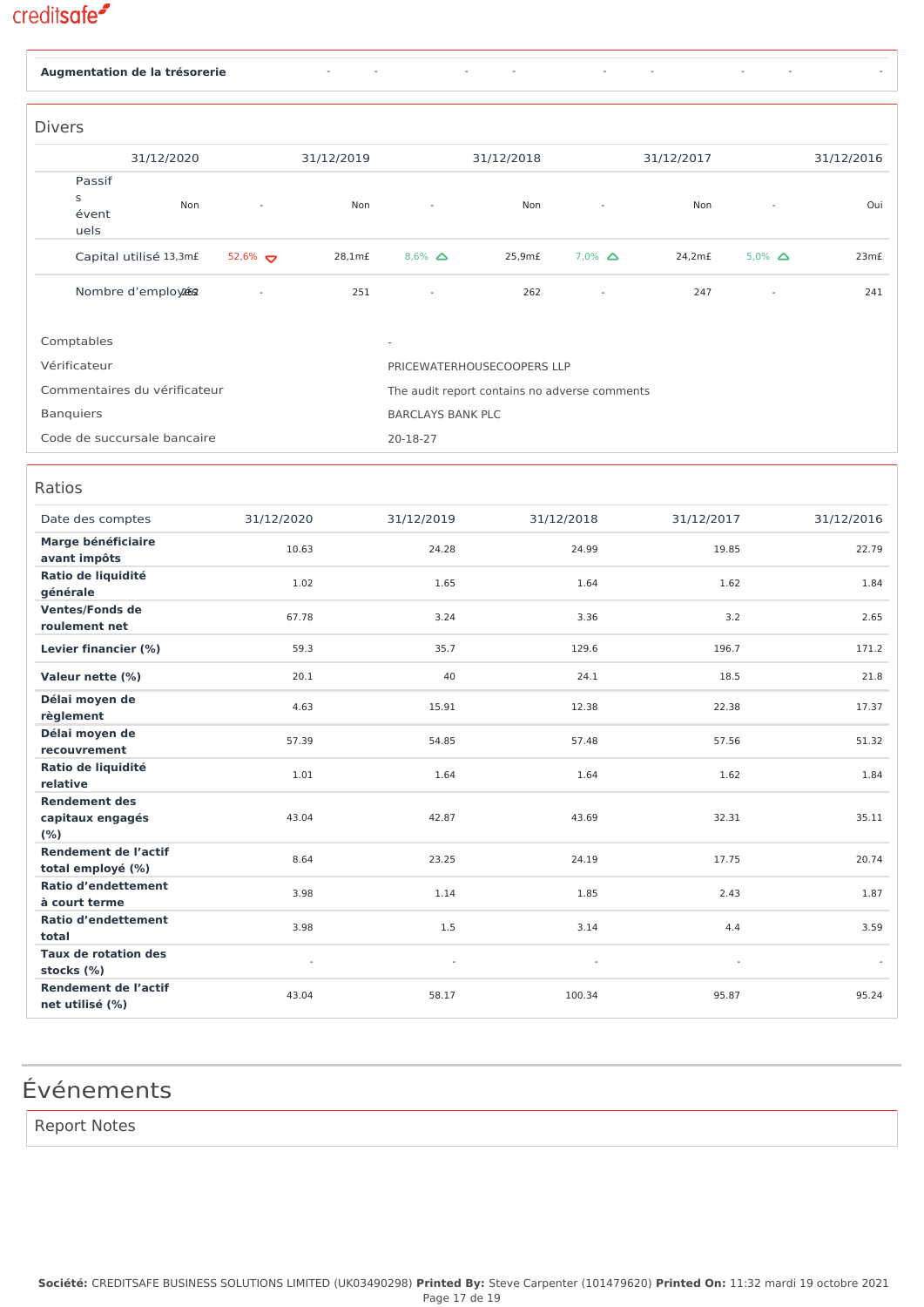| Augmentation de la trésorerie | - | - | - | - | - | - | - | - | - |
|---|---|---|---|---|---|---|---|---|---|

## Divers

| | 31/12/2020 | | 31/12/2019 | | 31/12/2018 | | 31/12/2017 | | 31/12/2016 |
|---|---|---|---|---|---|---|---|---|---|
| Passifs éventuels | Non | - | Non | - | Non | - | Non | - | Oui |
| Capital utilisé | 13,3m£ | 52,6% ▽ | 28,1m£ | 8,6% △ | 25,9m£ | 7,0% △ | 24,2m£ | 5,0% △ | 23m£ |
| Nombre d'employés | 262 | - | 251 | - | 262 | - | 247 | - | 241 |

| | |
|---|---|
| Comptables | - |
| Vérificateur | PRICEWATERHOUSECOOPERS LLP |
| Commentaires du vérificateur | The audit report contains no adverse comments |
| Banquiers | BARCLAYS BANK PLC |
| Code de succursale bancaire | 20-18-27 |

## Ratios

| Date des comptes | 31/12/2020 | 31/12/2019 | 31/12/2018 | 31/12/2017 | 31/12/2016 |
|---|---|---|---|---|---|
| **Marge bénéficiaire avant impôts** | 10.63 | 24.28 | 24.99 | 19.85 | 22.79 |
| **Ratio de liquidité générale** | 1.02 | 1.65 | 1.64 | 1.62 | 1.84 |
| **Ventes/Fonds de roulement net** | 67.78 | 3.24 | 3.36 | 3.2 | 2.65 |
| **Levier financier (%)** | 59.3 | 35.7 | 129.6 | 196.7 | 171.2 |
| **Valeur nette (%)** | 20.1 | 40 | 24.1 | 18.5 | 21.8 |
| **Délai moyen de règlement** | 4.63 | 15.91 | 12.38 | 22.38 | 17.37 |
| **Délai moyen de recouvrement** | 57.39 | 54.85 | 57.48 | 57.56 | 51.32 |
| **Ratio de liquidité relative** | 1.01 | 1.64 | 1.64 | 1.62 | 1.84 |
| **Rendement des capitaux engagés (%)** | 43.04 | 42.87 | 43.69 | 32.31 | 35.11 |
| **Rendement de l'actif total employé (%)** | 8.64 | 23.25 | 24.19 | 17.75 | 20.74 |
| **Ratio d'endettement à court terme** | 3.98 | 1.14 | 1.85 | 2.43 | 1.87 |
| **Ratio d'endettement total** | 3.98 | 1.5 | 3.14 | 4.4 | 3.59 |
| **Taux de rotation des stocks (%)** | - | - | - | - | - |
| **Rendement de l'actif net utilisé (%)** | 43.04 | 58.17 | 100.34 | 95.87 | 95.24 |

# Événements

## Report Notes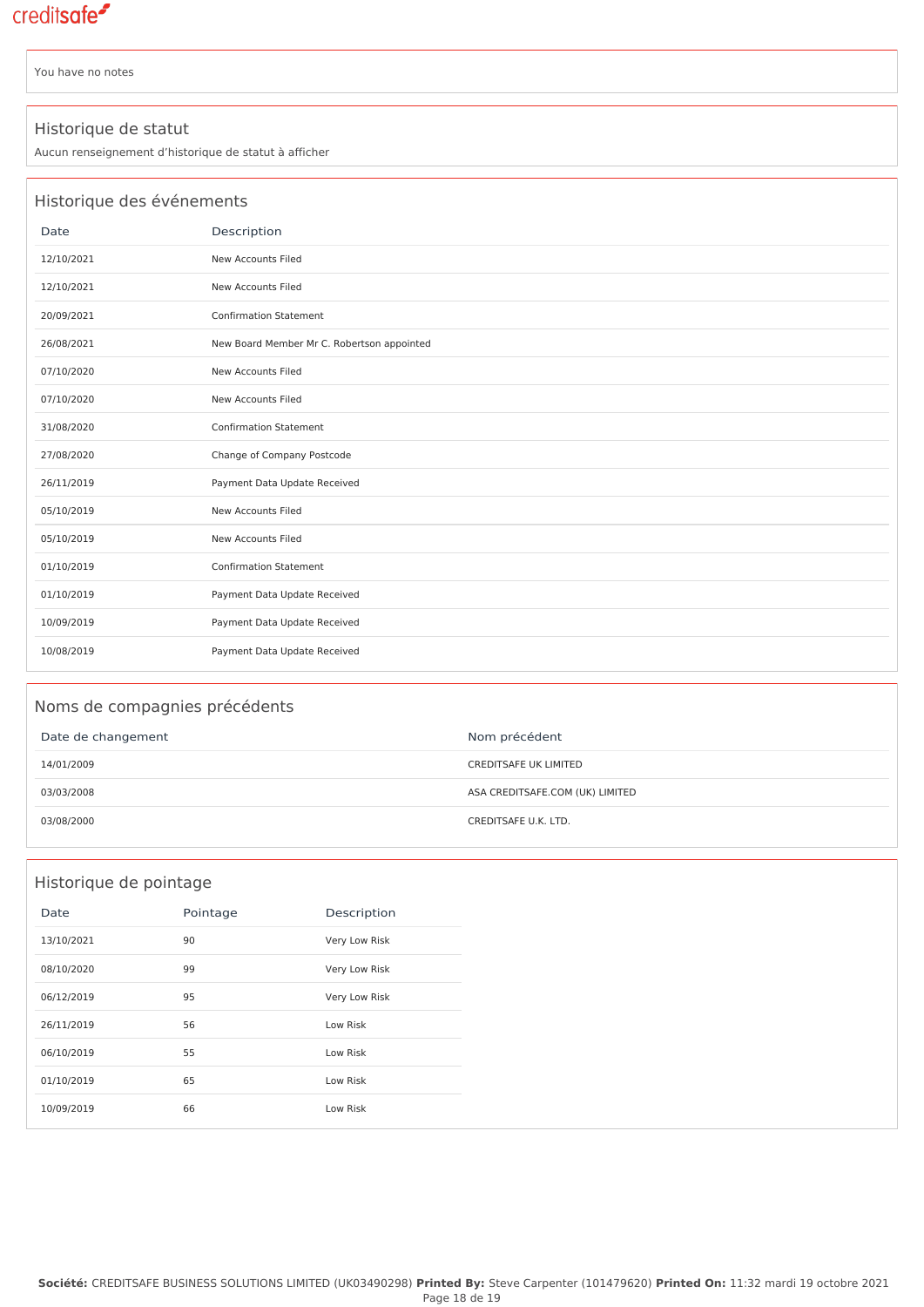You have no notes

## Historique de statut

Aucun renseignement d'historique de statut à afficher

## Historique des événements

| Date | Description |
|---|---|
| 12/10/2021 | New Accounts Filed |
| 12/10/2021 | New Accounts Filed |
| 20/09/2021 | Confirmation Statement |
| 26/08/2021 | New Board Member Mr C. Robertson appointed |
| 07/10/2020 | New Accounts Filed |
| 07/10/2020 | New Accounts Filed |
| 31/08/2020 | Confirmation Statement |
| 27/08/2020 | Change of Company Postcode |
| 26/11/2019 | Payment Data Update Received |
| 05/10/2019 | New Accounts Filed |
| 05/10/2019 | New Accounts Filed |
| 01/10/2019 | Confirmation Statement |
| 01/10/2019 | Payment Data Update Received |
| 10/09/2019 | Payment Data Update Received |
| 10/08/2019 | Payment Data Update Received |

## Noms de compagnies précédents

| Date de changement | Nom précédent |
|---|---|
| 14/01/2009 | CREDITSAFE UK LIMITED |
| 03/03/2008 | ASA CREDITSAFE.COM (UK) LIMITED |
| 03/08/2000 | CREDITSAFE U.K. LTD. |

## Historique de pointage

| Date | Pointage | Description |
|---|---|---|
| 13/10/2021 | 90 | Very Low Risk |
| 08/10/2020 | 99 | Very Low Risk |
| 06/12/2019 | 95 | Very Low Risk |
| 26/11/2019 | 56 | Low Risk |
| 06/10/2019 | 55 | Low Risk |
| 01/10/2019 | 65 | Low Risk |
| 10/09/2019 | 66 | Low Risk |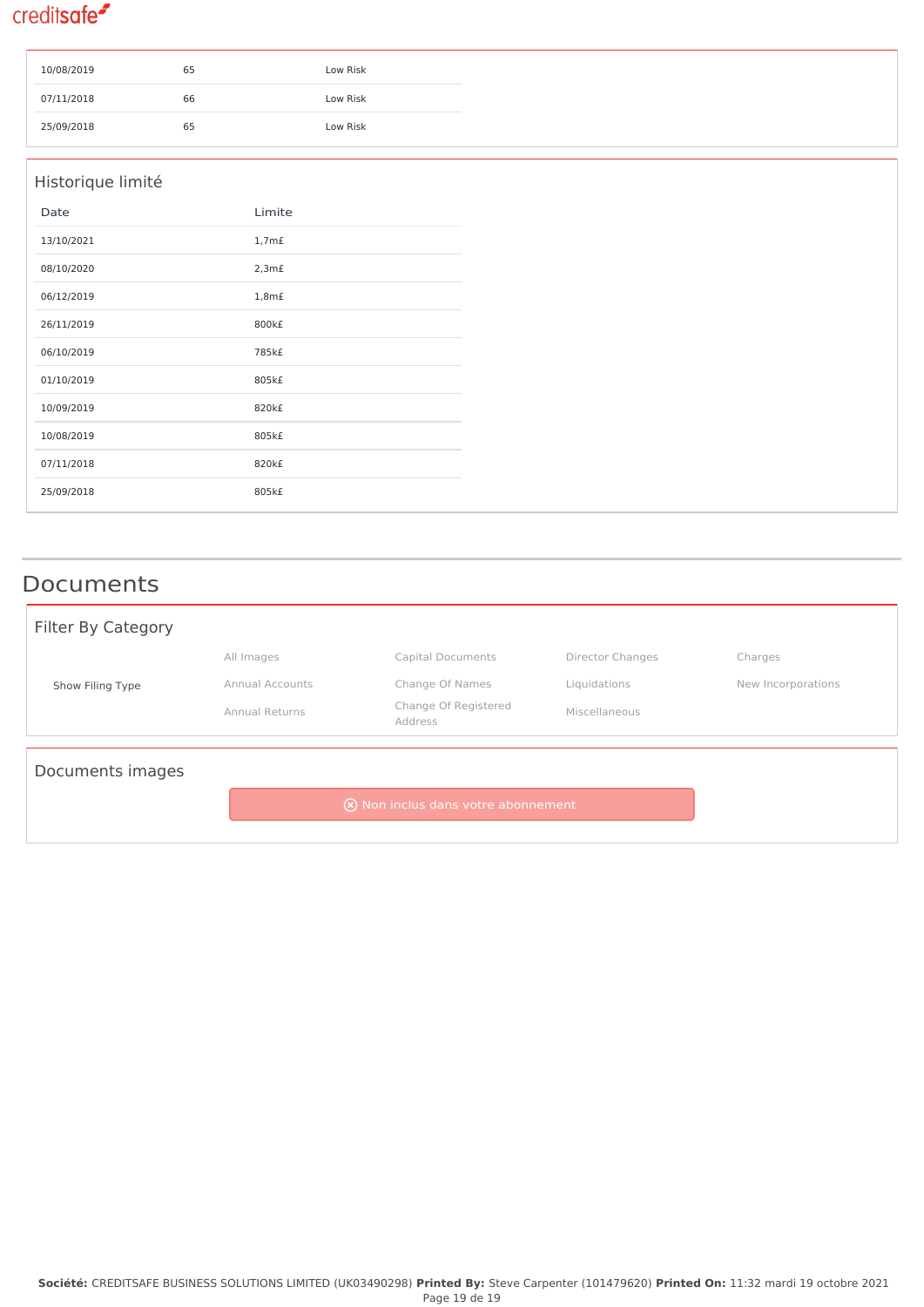| | | |
|---|---|---|
| 10/08/2019 | 65 | Low Risk |
| 07/11/2018 | 66 | Low Risk |
| 25/09/2018 | 65 | Low Risk |

## Historique limité

| Date | Limite |
|---|---|
| 13/10/2021 | 1,7m£ |
| 08/10/2020 | 2,3m£ |
| 06/12/2019 | 1,8m£ |
| 26/11/2019 | 800k£ |
| 06/10/2019 | 785k£ |
| 01/10/2019 | 805k£ |
| 10/09/2019 | 820k£ |
| 10/08/2019 | 805k£ |
| 07/11/2018 | 820k£ |
| 25/09/2018 | 805k£ |

# Documents

## Filter By Category

| | | | | |
|---|---|---|---|---|
| Show Filing Type | All Images | Capital Documents | Director Changes | Charges |
| | Annual Accounts | Change Of Names | Liquidations | New Incorporations |
| | Annual Returns | Change Of Registered Address | Miscellaneous | |

## Documents images

Non inclus dans votre abonnement

**Société:** CREDITSAFE BUSINESS SOLUTIONS LIMITED (UK03490298) **Printed By:** Steve Carpenter (101479620) **Printed On:** 11:32 mardi 19 octobre 2021